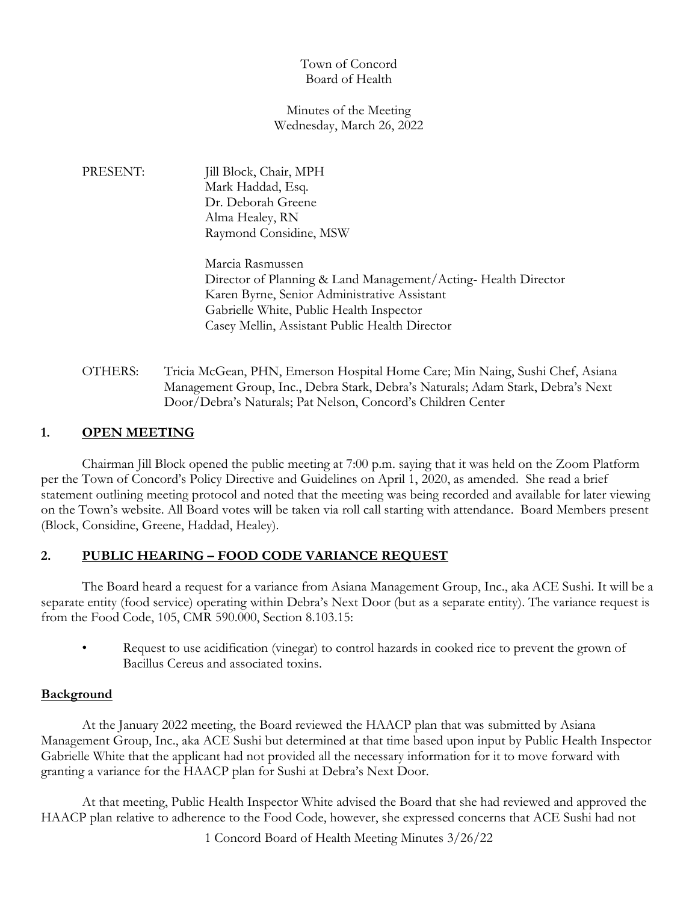Town of Concord
Board of Health

Minutes of the Meeting
Wednesday, March 26, 2022

PRESENT: Jill Block, Chair, MPH
Mark Haddad, Esq.
Dr. Deborah Greene
Alma Healey, RN
Raymond Considine, MSW

Marcia Rasmussen
Director of Planning & Land Management/Acting- Health Director
Karen Byrne, Senior Administrative Assistant
Gabrielle White, Public Health Inspector
Casey Mellin, Assistant Public Health Director

OTHERS: Tricia McGean, PHN, Emerson Hospital Home Care; Min Naing, Sushi Chef, Asiana Management Group, Inc., Debra Stark, Debra's Naturals; Adam Stark, Debra's Next Door/Debra's Naturals; Pat Nelson, Concord's Children Center

## 1. OPEN MEETING

Chairman Jill Block opened the public meeting at 7:00 p.m. saying that it was held on the Zoom Platform per the Town of Concord's Policy Directive and Guidelines on April 1, 2020, as amended. She read a brief statement outlining meeting protocol and noted that the meeting was being recorded and available for later viewing on the Town's website. All Board votes will be taken via roll call starting with attendance. Board Members present (Block, Considine, Greene, Haddad, Healey).

## 2. PUBLIC HEARING – FOOD CODE VARIANCE REQUEST

The Board heard a request for a variance from Asiana Management Group, Inc., aka ACE Sushi. It will be a separate entity (food service) operating within Debra's Next Door (but as a separate entity). The variance request is from the Food Code, 105, CMR 590.000, Section 8.103.15:

- Request to use acidification (vinegar) to control hazards in cooked rice to prevent the grown of Bacillus Cereus and associated toxins.

**Background**

At the January 2022 meeting, the Board reviewed the HAACP plan that was submitted by Asiana Management Group, Inc., aka ACE Sushi but determined at that time based upon input by Public Health Inspector Gabrielle White that the applicant had not provided all the necessary information for it to move forward with granting a variance for the HAACP plan for Sushi at Debra's Next Door.

At that meeting, Public Health Inspector White advised the Board that she had reviewed and approved the HAACP plan relative to adherence to the Food Code, however, she expressed concerns that ACE Sushi had not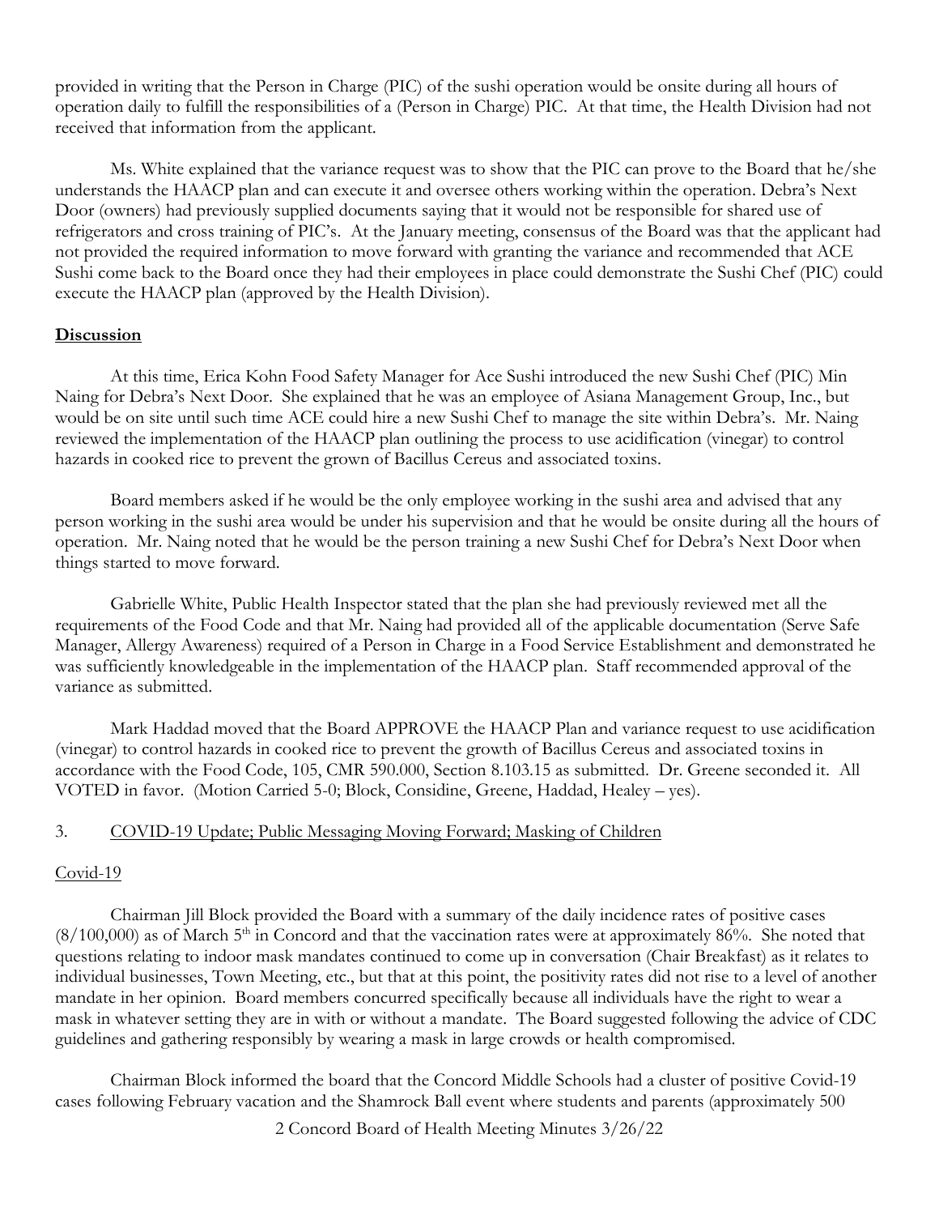provided in writing that the Person in Charge (PIC) of the sushi operation would be onsite during all hours of operation daily to fulfill the responsibilities of a (Person in Charge) PIC. At that time, the Health Division had not received that information from the applicant.

Ms. White explained that the variance request was to show that the PIC can prove to the Board that he/she understands the HAACP plan and can execute it and oversee others working within the operation. Debra's Next Door (owners) had previously supplied documents saying that it would not be responsible for shared use of refrigerators and cross training of PIC's. At the January meeting, consensus of the Board was that the applicant had not provided the required information to move forward with granting the variance and recommended that ACE Sushi come back to the Board once they had their employees in place could demonstrate the Sushi Chef (PIC) could execute the HAACP plan (approved by the Health Division).

**Discussion**

At this time, Erica Kohn Food Safety Manager for Ace Sushi introduced the new Sushi Chef (PIC) Min Naing for Debra's Next Door. She explained that he was an employee of Asiana Management Group, Inc., but would be on site until such time ACE could hire a new Sushi Chef to manage the site within Debra's. Mr. Naing reviewed the implementation of the HAACP plan outlining the process to use acidification (vinegar) to control hazards in cooked rice to prevent the grown of Bacillus Cereus and associated toxins.

Board members asked if he would be the only employee working in the sushi area and advised that any person working in the sushi area would be under his supervision and that he would be onsite during all the hours of operation. Mr. Naing noted that he would be the person training a new Sushi Chef for Debra's Next Door when things started to move forward.

Gabrielle White, Public Health Inspector stated that the plan she had previously reviewed met all the requirements of the Food Code and that Mr. Naing had provided all of the applicable documentation (Serve Safe Manager, Allergy Awareness) required of a Person in Charge in a Food Service Establishment and demonstrated he was sufficiently knowledgeable in the implementation of the HAACP plan. Staff recommended approval of the variance as submitted.

Mark Haddad moved that the Board APPROVE the HAACP Plan and variance request to use acidification (vinegar) to control hazards in cooked rice to prevent the growth of Bacillus Cereus and associated toxins in accordance with the Food Code, 105, CMR 590.000, Section 8.103.15 as submitted. Dr. Greene seconded it. All VOTED in favor. (Motion Carried 5-0; Block, Considine, Greene, Haddad, Healey – yes).

3. COVID-19 Update; Public Messaging Moving Forward; Masking of Children

Covid-19

Chairman Jill Block provided the Board with a summary of the daily incidence rates of positive cases (8/100,000) as of March 5th in Concord and that the vaccination rates were at approximately 86%. She noted that questions relating to indoor mask mandates continued to come up in conversation (Chair Breakfast) as it relates to individual businesses, Town Meeting, etc., but that at this point, the positivity rates did not rise to a level of another mandate in her opinion. Board members concurred specifically because all individuals have the right to wear a mask in whatever setting they are in with or without a mandate. The Board suggested following the advice of CDC guidelines and gathering responsibly by wearing a mask in large crowds or health compromised.

Chairman Block informed the board that the Concord Middle Schools had a cluster of positive Covid-19 cases following February vacation and the Shamrock Ball event where students and parents (approximately 500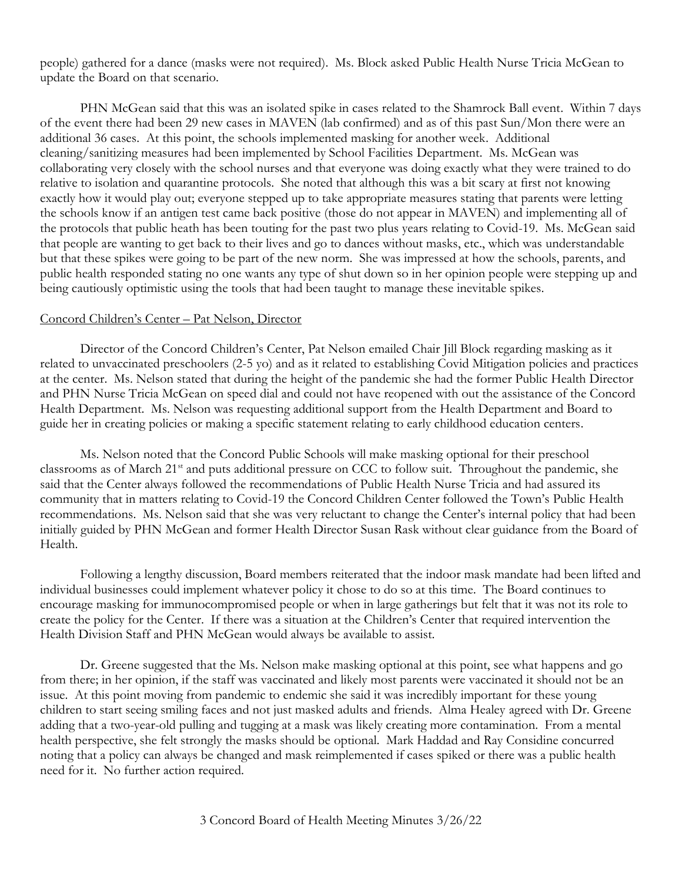people) gathered for a dance (masks were not required). Ms. Block asked Public Health Nurse Tricia McGean to update the Board on that scenario.

PHN McGean said that this was an isolated spike in cases related to the Shamrock Ball event. Within 7 days of the event there had been 29 new cases in MAVEN (lab confirmed) and as of this past Sun/Mon there were an additional 36 cases. At this point, the schools implemented masking for another week. Additional cleaning/sanitizing measures had been implemented by School Facilities Department. Ms. McGean was collaborating very closely with the school nurses and that everyone was doing exactly what they were trained to do relative to isolation and quarantine protocols. She noted that although this was a bit scary at first not knowing exactly how it would play out; everyone stepped up to take appropriate measures stating that parents were letting the schools know if an antigen test came back positive (those do not appear in MAVEN) and implementing all of the protocols that public heath has been touting for the past two plus years relating to Covid-19. Ms. McGean said that people are wanting to get back to their lives and go to dances without masks, etc., which was understandable but that these spikes were going to be part of the new norm. She was impressed at how the schools, parents, and public health responded stating no one wants any type of shut down so in her opinion people were stepping up and being cautiously optimistic using the tools that had been taught to manage these inevitable spikes.

<u>Concord Children's Center – Pat Nelson, Director</u>

Director of the Concord Children's Center, Pat Nelson emailed Chair Jill Block regarding masking as it related to unvaccinated preschoolers (2-5 yo) and as it related to establishing Covid Mitigation policies and practices at the center. Ms. Nelson stated that during the height of the pandemic she had the former Public Health Director and PHN Nurse Tricia McGean on speed dial and could not have reopened with out the assistance of the Concord Health Department. Ms. Nelson was requesting additional support from the Health Department and Board to guide her in creating policies or making a specific statement relating to early childhood education centers.

Ms. Nelson noted that the Concord Public Schools will make masking optional for their preschool classrooms as of March 21st and puts additional pressure on CCC to follow suit. Throughout the pandemic, she said that the Center always followed the recommendations of Public Health Nurse Tricia and had assured its community that in matters relating to Covid-19 the Concord Children Center followed the Town's Public Health recommendations. Ms. Nelson said that she was very reluctant to change the Center's internal policy that had been initially guided by PHN McGean and former Health Director Susan Rask without clear guidance from the Board of Health.

Following a lengthy discussion, Board members reiterated that the indoor mask mandate had been lifted and individual businesses could implement whatever policy it chose to do so at this time. The Board continues to encourage masking for immunocompromised people or when in large gatherings but felt that it was not its role to create the policy for the Center. If there was a situation at the Children's Center that required intervention the Health Division Staff and PHN McGean would always be available to assist.

Dr. Greene suggested that the Ms. Nelson make masking optional at this point, see what happens and go from there; in her opinion, if the staff was vaccinated and likely most parents were vaccinated it should not be an issue. At this point moving from pandemic to endemic she said it was incredibly important for these young children to start seeing smiling faces and not just masked adults and friends. Alma Healey agreed with Dr. Greene adding that a two-year-old pulling and tugging at a mask was likely creating more contamination. From a mental health perspective, she felt strongly the masks should be optional. Mark Haddad and Ray Considine concurred noting that a policy can always be changed and mask reimplemented if cases spiked or there was a public health need for it. No further action required.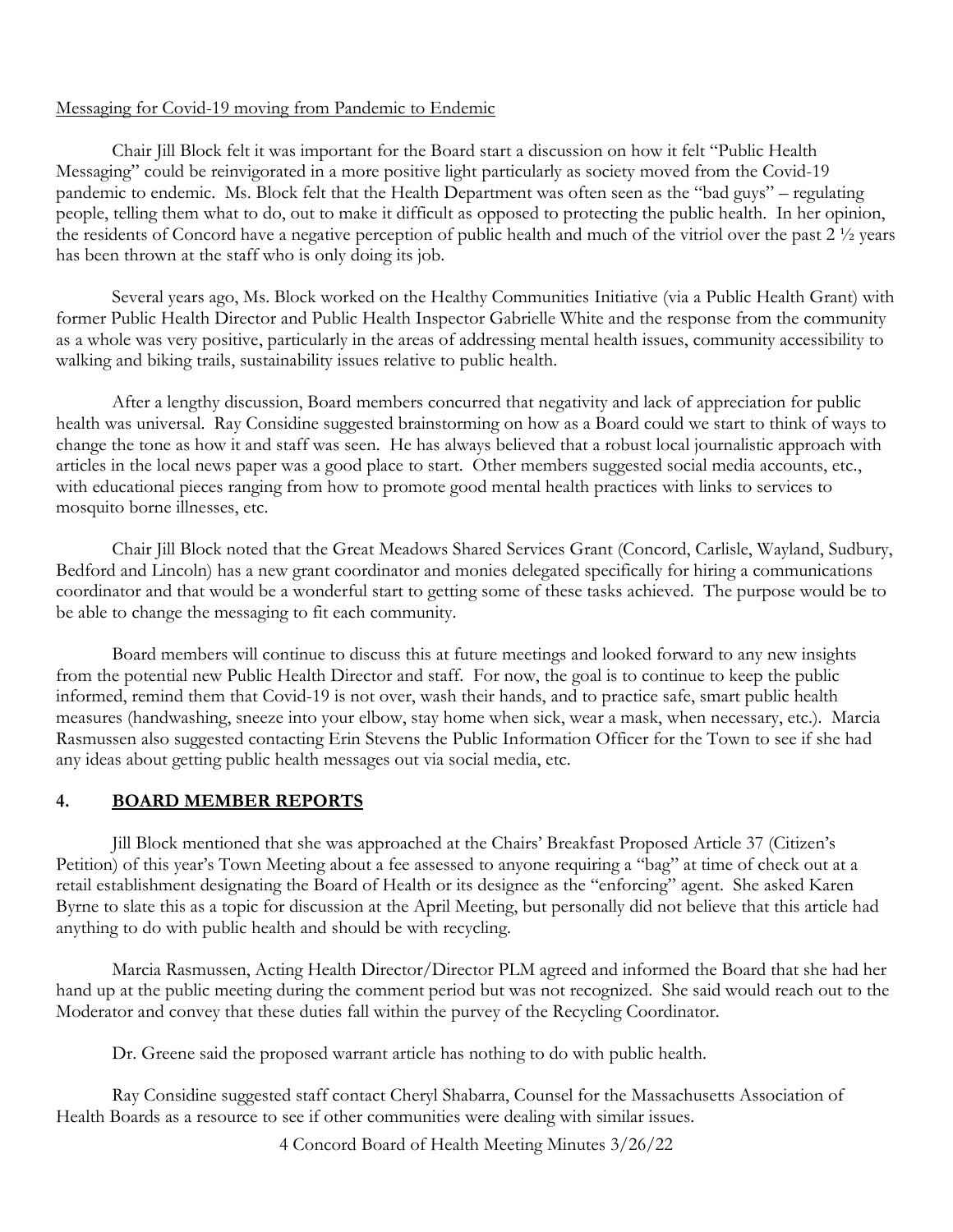Messaging for Covid-19 moving from Pandemic to Endemic

Chair Jill Block felt it was important for the Board start a discussion on how it felt "Public Health Messaging" could be reinvigorated in a more positive light particularly as society moved from the Covid-19 pandemic to endemic. Ms. Block felt that the Health Department was often seen as the "bad guys" – regulating people, telling them what to do, out to make it difficult as opposed to protecting the public health. In her opinion, the residents of Concord have a negative perception of public health and much of the vitriol over the past 2 ½ years has been thrown at the staff who is only doing its job.

Several years ago, Ms. Block worked on the Healthy Communities Initiative (via a Public Health Grant) with former Public Health Director and Public Health Inspector Gabrielle White and the response from the community as a whole was very positive, particularly in the areas of addressing mental health issues, community accessibility to walking and biking trails, sustainability issues relative to public health.

After a lengthy discussion, Board members concurred that negativity and lack of appreciation for public health was universal. Ray Considine suggested brainstorming on how as a Board could we start to think of ways to change the tone as how it and staff was seen. He has always believed that a robust local journalistic approach with articles in the local news paper was a good place to start. Other members suggested social media accounts, etc., with educational pieces ranging from how to promote good mental health practices with links to services to mosquito borne illnesses, etc.

Chair Jill Block noted that the Great Meadows Shared Services Grant (Concord, Carlisle, Wayland, Sudbury, Bedford and Lincoln) has a new grant coordinator and monies delegated specifically for hiring a communications coordinator and that would be a wonderful start to getting some of these tasks achieved. The purpose would be to be able to change the messaging to fit each community.

Board members will continue to discuss this at future meetings and looked forward to any new insights from the potential new Public Health Director and staff. For now, the goal is to continue to keep the public informed, remind them that Covid-19 is not over, wash their hands, and to practice safe, smart public health measures (handwashing, sneeze into your elbow, stay home when sick, wear a mask, when necessary, etc.). Marcia Rasmussen also suggested contacting Erin Stevens the Public Information Officer for the Town to see if she had any ideas about getting public health messages out via social media, etc.

## 4. BOARD MEMBER REPORTS

Jill Block mentioned that she was approached at the Chairs' Breakfast Proposed Article 37 (Citizen's Petition) of this year's Town Meeting about a fee assessed to anyone requiring a "bag" at time of check out at a retail establishment designating the Board of Health or its designee as the "enforcing" agent. She asked Karen Byrne to slate this as a topic for discussion at the April Meeting, but personally did not believe that this article had anything to do with public health and should be with recycling.

Marcia Rasmussen, Acting Health Director/Director PLM agreed and informed the Board that she had her hand up at the public meeting during the comment period but was not recognized. She said would reach out to the Moderator and convey that these duties fall within the purvey of the Recycling Coordinator.

Dr. Greene said the proposed warrant article has nothing to do with public health.

Ray Considine suggested staff contact Cheryl Shabarra, Counsel for the Massachusetts Association of Health Boards as a resource to see if other communities were dealing with similar issues.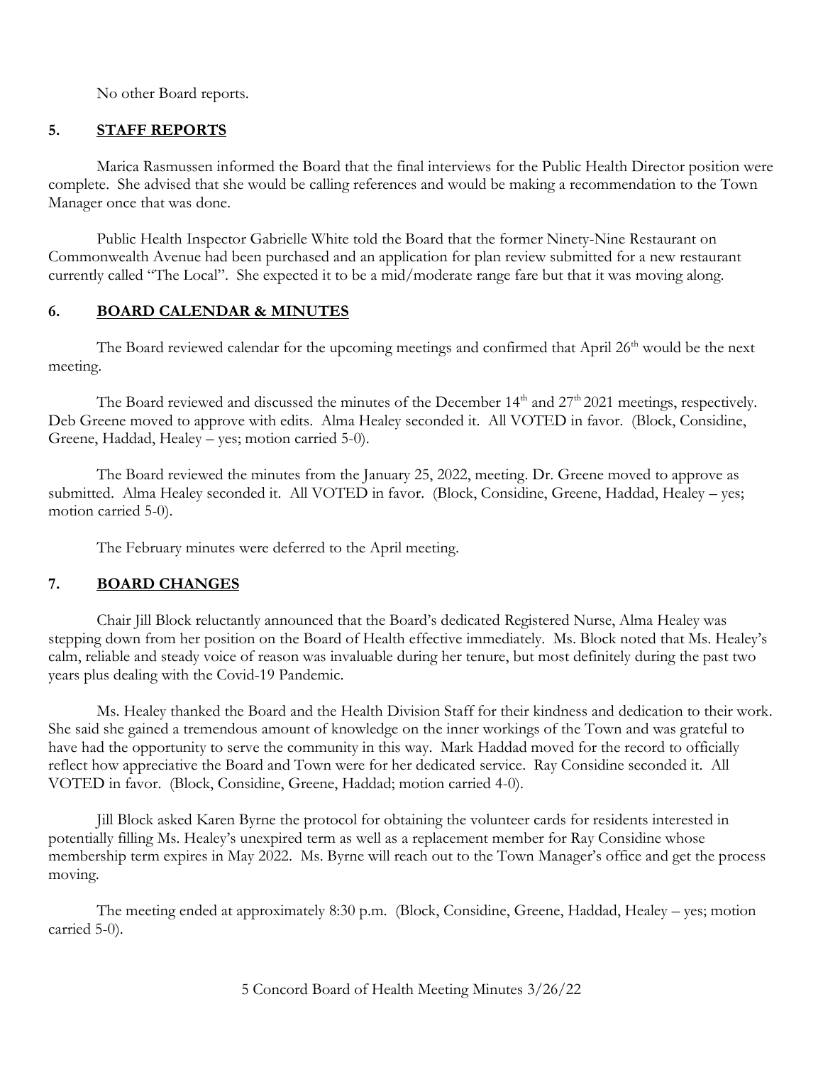No other Board reports.

## 5. STAFF REPORTS

Marica Rasmussen informed the Board that the final interviews for the Public Health Director position were complete. She advised that she would be calling references and would be making a recommendation to the Town Manager once that was done.

Public Health Inspector Gabrielle White told the Board that the former Ninety-Nine Restaurant on Commonwealth Avenue had been purchased and an application for plan review submitted for a new restaurant currently called "The Local". She expected it to be a mid/moderate range fare but that it was moving along.

## 6. BOARD CALENDAR & MINUTES

The Board reviewed calendar for the upcoming meetings and confirmed that April 26th would be the next meeting.

The Board reviewed and discussed the minutes of the December 14th and 27th 2021 meetings, respectively. Deb Greene moved to approve with edits. Alma Healey seconded it. All VOTED in favor. (Block, Considine, Greene, Haddad, Healey – yes; motion carried 5-0).

The Board reviewed the minutes from the January 25, 2022, meeting. Dr. Greene moved to approve as submitted. Alma Healey seconded it. All VOTED in favor. (Block, Considine, Greene, Haddad, Healey – yes; motion carried 5-0).

The February minutes were deferred to the April meeting.

## 7. BOARD CHANGES

Chair Jill Block reluctantly announced that the Board's dedicated Registered Nurse, Alma Healey was stepping down from her position on the Board of Health effective immediately. Ms. Block noted that Ms. Healey's calm, reliable and steady voice of reason was invaluable during her tenure, but most definitely during the past two years plus dealing with the Covid-19 Pandemic.

Ms. Healey thanked the Board and the Health Division Staff for their kindness and dedication to their work. She said she gained a tremendous amount of knowledge on the inner workings of the Town and was grateful to have had the opportunity to serve the community in this way. Mark Haddad moved for the record to officially reflect how appreciative the Board and Town were for her dedicated service. Ray Considine seconded it. All VOTED in favor. (Block, Considine, Greene, Haddad; motion carried 4-0).

Jill Block asked Karen Byrne the protocol for obtaining the volunteer cards for residents interested in potentially filling Ms. Healey's unexpired term as well as a replacement member for Ray Considine whose membership term expires in May 2022. Ms. Byrne will reach out to the Town Manager's office and get the process moving.

The meeting ended at approximately 8:30 p.m. (Block, Considine, Greene, Haddad, Healey – yes; motion carried 5-0).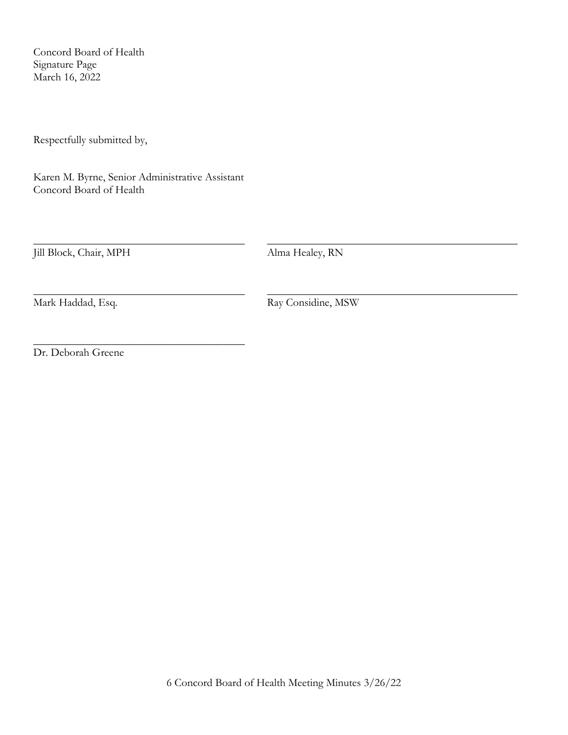Concord Board of Health
Signature Page
March 16, 2022

Respectfully submitted by,

Karen M. Byrne, Senior Administrative Assistant
Concord Board of Health

_______________________________________
Jill Block, Chair, MPH

_______________________________________
Alma Healey, RN

_______________________________________
Mark Haddad, Esq.

_______________________________________
Ray Considine, MSW

_______________________________________
Dr. Deborah Greene